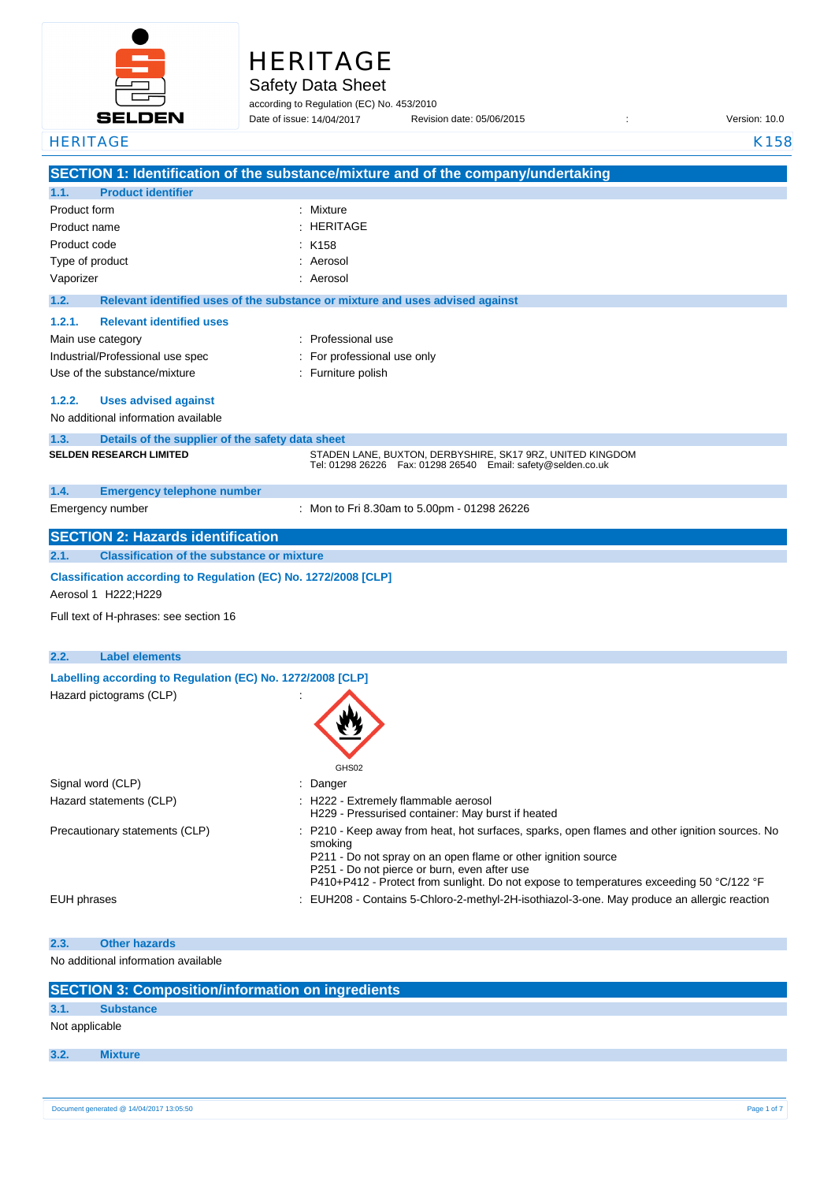# HERITAGE

## Safety Data Sheet

according to Regulation (EC) No. 453/2010

Date of issue: 14/04/2017 Revision date: 05/06/2015 : Version: 10.0

HERITAGE K158

## SECTION 1: Identification of the substance/mixture and of the company/undertaking

### 1.1. Product identifier

| | |
|---|---|
| Product form | : Mixture |
| Product name | : HERITAGE |
| Product code | : K158 |
| Type of product | : Aerosol |
| Vaporizer | : Aerosol |

### 1.2. Relevant identified uses of the substance or mixture and uses advised against

#### 1.2.1. Relevant identified uses

| | |
|---|---|
| Main use category | : Professional use |
| Industrial/Professional use spec | : For professional use only |
| Use of the substance/mixture | : Furniture polish |

#### 1.2.2. Uses advised against

No additional information available

### 1.3. Details of the supplier of the safety data sheet

**SELDEN RESEARCH LIMITED**
STADEN LANE, BUXTON, DERBYSHIRE, SK17 9RZ, UNITED KINGDOM
Tel: 01298 26226 Fax: 01298 26540 Email: safety@selden.co.uk

### 1.4. Emergency telephone number

Emergency number : Mon to Fri 8.30am to 5.00pm - 01298 26226

## SECTION 2: Hazards identification

### 2.1. Classification of the substance or mixture

**Classification according to Regulation (EC) No. 1272/2008 [CLP]**

Aerosol 1 H222;H229

Full text of H-phrases: see section 16

### 2.2. Label elements

**Labelling according to Regulation (EC) No. 1272/2008 [CLP]**

Hazard pictograms (CLP) :

GHS02

| | |
|---|---|
| Signal word (CLP) | : Danger |
| Hazard statements (CLP) | : H222 - Extremely flammable aerosol<br>H229 - Pressurised container: May burst if heated |
| Precautionary statements (CLP) | : P210 - Keep away from heat, hot surfaces, sparks, open flames and other ignition sources. No smoking<br>P211 - Do not spray on an open flame or other ignition source<br>P251 - Do not pierce or burn, even after use<br>P410+P412 - Protect from sunlight. Do not expose to temperatures exceeding 50 °C/122 °F |
| EUH phrases | : EUH208 - Contains 5-Chloro-2-methyl-2H-isothiazol-3-one. May produce an allergic reaction |

### 2.3. Other hazards

No additional information available

## SECTION 3: Composition/information on ingredients

### 3.1. Substance

Not applicable

### 3.2. Mixture

Document generated @ 14/04/2017 13:05:50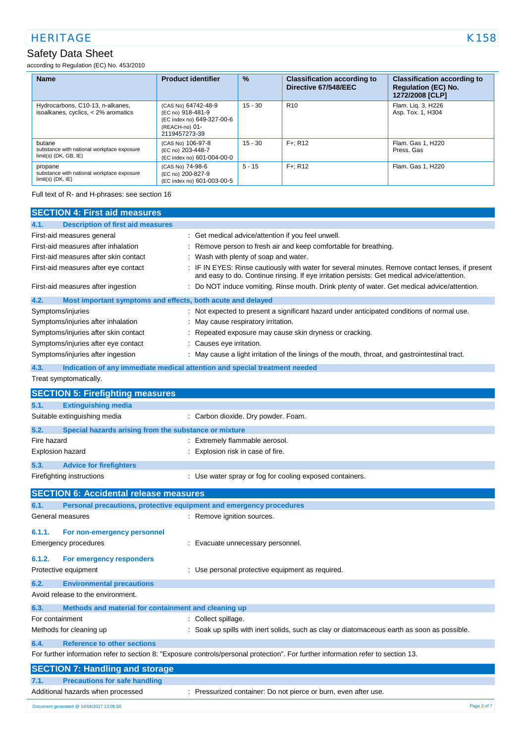| Name | Product identifier | % | Classification according to Directive 67/548/EEC | Classification according to Regulation (EC) No. 1272/2008 [CLP] |
|---|---|---|---|---|
| Hydrocarbons, C10-13, n-alkanes, isoalkanes, cyclics, < 2% aromatics | (CAS No) 64742-48-9<br>(EC no) 918-481-9<br>(EC index no) 649-327-00-6<br>(REACH-no) 01-2119457273-39 | 15 - 30 | R10 | Flam. Liq. 3, H226<br>Asp. Tox. 1, H304 |
| butane<br>substance with national workplace exposure limit(s) (DK, GB, IE) | (CAS No) 106-97-8<br>(EC no) 203-448-7<br>(EC index no) 601-004-00-0 | 15 - 30 | F+; R12 | Flam. Gas 1, H220<br>Press. Gas |
| propane<br>substance with national workplace exposure limit(s) (DK, IE) | (CAS No) 74-98-6<br>(EC no) 200-827-9<br>(EC index no) 601-003-00-5 | 5 - 15 | F+; R12 | Flam. Gas 1, H220 |

Full text of R- and H-phrases: see section 16

## SECTION 4: First aid measures

### 4.1. Description of first aid measures

First-aid measures general : Get medical advice/attention if you feel unwell.

First-aid measures after inhalation : Remove person to fresh air and keep comfortable for breathing.

First-aid measures after skin contact : Wash with plenty of soap and water.

First-aid measures after eye contact : IF IN EYES: Rinse cautiously with water for several minutes. Remove contact lenses, if present and easy to do. Continue rinsing. If eye irritation persists: Get medical advice/attention.

First-aid measures after ingestion : Do NOT induce vomiting. Rinse mouth. Drink plenty of water. Get medical advice/attention.

### 4.2. Most important symptoms and effects, both acute and delayed

Symptoms/injuries : Not expected to present a significant hazard under anticipated conditions of normal use.

Symptoms/injuries after inhalation : May cause respiratory irritation.

Symptoms/injuries after skin contact : Repeated exposure may cause skin dryness or cracking.

Symptoms/injuries after eye contact : Causes eye irritation.

Symptoms/injuries after ingestion : May cause a light irritation of the linings of the mouth, throat, and gastrointestinal tract.

### 4.3. Indication of any immediate medical attention and special treatment needed

Treat symptomatically.

## SECTION 5: Firefighting measures

### 5.1. Extinguishing media

Suitable extinguishing media : Carbon dioxide. Dry powder. Foam.

### 5.2. Special hazards arising from the substance or mixture

Fire hazard : Extremely flammable aerosol.

Explosion hazard : Explosion risk in case of fire.

### 5.3. Advice for firefighters

Firefighting instructions : Use water spray or fog for cooling exposed containers.

## SECTION 6: Accidental release measures

### 6.1. Personal precautions, protective equipment and emergency procedures

General measures : Remove ignition sources.

#### 6.1.1. For non-emergency personnel

Emergency procedures : Evacuate unnecessary personnel.

#### 6.1.2. For emergency responders

Protective equipment : Use personal protective equipment as required.

### 6.2. Environmental precautions

Avoid release to the environment.

### 6.3. Methods and material for containment and cleaning up

For containment : Collect spillage.

Methods for cleaning up : Soak up spills with inert solids, such as clay or diatomaceous earth as soon as possible.

### 6.4. Reference to other sections

For further information refer to section 8: "Exposure controls/personal protection". For further information refer to section 13.

## SECTION 7: Handling and storage

### 7.1. Precautions for safe handling

Additional hazards when processed : Pressurized container: Do not pierce or burn, even after use.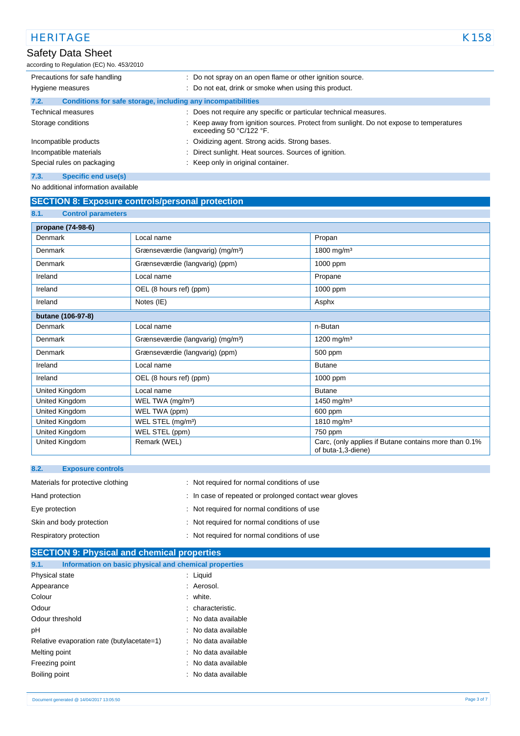| | |
|---|---|
| Precautions for safe handling | : Do not spray on an open flame or other ignition source. |
| Hygiene measures | : Do not eat, drink or smoke when using this product. |

### 7.2. Conditions for safe storage, including any incompatibilities

| | |
|---|---|
| Technical measures | : Does not require any specific or particular technical measures. |
| Storage conditions | : Keep away from ignition sources. Protect from sunlight. Do not expose to temperatures exceeding 50 °C/122 °F. |
| Incompatible products | : Oxidizing agent. Strong acids. Strong bases. |
| Incompatible materials | : Direct sunlight. Heat sources. Sources of ignition. |
| Special rules on packaging | : Keep only in original container. |

### 7.3. Specific end use(s)

No additional information available

## SECTION 8: Exposure controls/personal protection

### 8.1. Control parameters

| propane (74-98-6) | | |
|---|---|---|
| Denmark | Local name | Propan |
| Denmark | Grænseværdie (langvarig) (mg/m³) | 1800 mg/m³ |
| Denmark | Grænseværdie (langvarig) (ppm) | 1000 ppm |
| Ireland | Local name | Propane |
| Ireland | OEL (8 hours ref) (ppm) | 1000 ppm |
| Ireland | Notes (IE) | Asphx |
| **butane (106-97-8)** | | |
| Denmark | Local name | n-Butan |
| Denmark | Grænseværdie (langvarig) (mg/m³) | 1200 mg/m³ |
| Denmark | Grænseværdie (langvarig) (ppm) | 500 ppm |
| Ireland | Local name | Butane |
| Ireland | OEL (8 hours ref) (ppm) | 1000 ppm |
| United Kingdom | Local name | Butane |
| United Kingdom | WEL TWA (mg/m³) | 1450 mg/m³ |
| United Kingdom | WEL TWA (ppm) | 600 ppm |
| United Kingdom | WEL STEL (mg/m³) | 1810 mg/m³ |
| United Kingdom | WEL STEL (ppm) | 750 ppm |
| United Kingdom | Remark (WEL) | Carc, (only applies if Butane contains more than 0.1% of buta-1,3-diene) |

### 8.2. Exposure controls

| | |
|---|---|
| Materials for protective clothing | : Not required for normal conditions of use |
| Hand protection | : In case of repeated or prolonged contact wear gloves |
| Eye protection | : Not required for normal conditions of use |
| Skin and body protection | : Not required for normal conditions of use |
| Respiratory protection | : Not required for normal conditions of use |

## SECTION 9: Physical and chemical properties

### 9.1. Information on basic physical and chemical properties

| | |
|---|---|
| Physical state | : Liquid |
| Appearance | : Aerosol. |
| Colour | : white. |
| Odour | : characteristic. |
| Odour threshold | : No data available |
| pH | : No data available |
| Relative evaporation rate (butylacetate=1) | : No data available |
| Melting point | : No data available |
| Freezing point | : No data available |
| Boiling point | : No data available |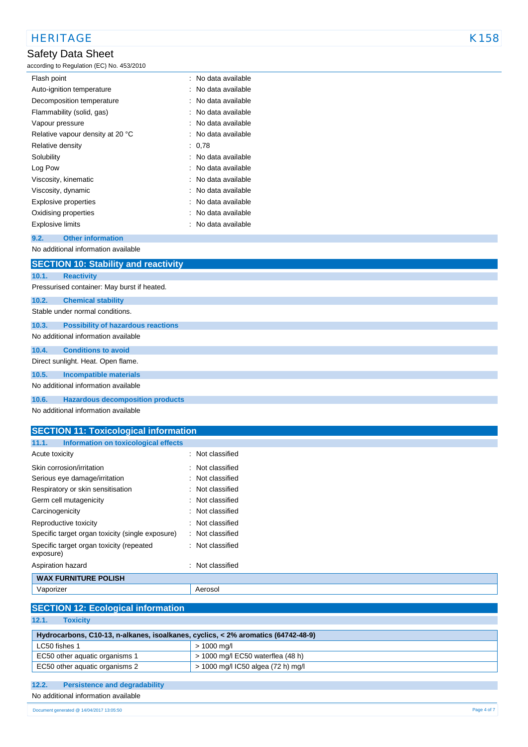| | |
|---|---|
| Flash point | : No data available |
| Auto-ignition temperature | : No data available |
| Decomposition temperature | : No data available |
| Flammability (solid, gas) | : No data available |
| Vapour pressure | : No data available |
| Relative vapour density at 20 °C | : No data available |
| Relative density | : 0,78 |
| Solubility | : No data available |
| Log Pow | : No data available |
| Viscosity, kinematic | : No data available |
| Viscosity, dynamic | : No data available |
| Explosive properties | : No data available |
| Oxidising properties | : No data available |
| Explosive limits | : No data available |

### 9.2. Other information

No additional information available

## SECTION 10: Stability and reactivity

### 10.1. Reactivity

Pressurised container: May burst if heated.

### 10.2. Chemical stability

Stable under normal conditions.

### 10.3. Possibility of hazardous reactions

No additional information available

### 10.4. Conditions to avoid

Direct sunlight. Heat. Open flame.

### 10.5. Incompatible materials

No additional information available

### 10.6. Hazardous decomposition products

No additional information available

## SECTION 11: Toxicological information

### 11.1. Information on toxicological effects

| | |
|---|---|
| Acute toxicity | : Not classified |
| Skin corrosion/irritation | : Not classified |
| Serious eye damage/irritation | : Not classified |
| Respiratory or skin sensitisation | : Not classified |
| Germ cell mutagenicity | : Not classified |
| Carcinogenicity | : Not classified |
| Reproductive toxicity | : Not classified |
| Specific target organ toxicity (single exposure) | : Not classified |
| Specific target organ toxicity (repeated exposure) | : Not classified |
| Aspiration hazard | : Not classified |

| WAX FURNITURE POLISH | |
|---|---|
| Vaporizer | Aerosol |

## SECTION 12: Ecological information

### 12.1. Toxicity

| Hydrocarbons, C10-13, n-alkanes, isoalkanes, cyclics, < 2% aromatics (64742-48-9) | |
|---|---|
| LC50 fishes 1 | > 1000 mg/l |
| EC50 other aquatic organisms 1 | > 1000 mg/l EC50 waterflea (48 h) |
| EC50 other aquatic organisms 2 | > 1000 mg/l IC50 algea (72 h) mg/l |

### 12.2. Persistence and degradability

No additional information available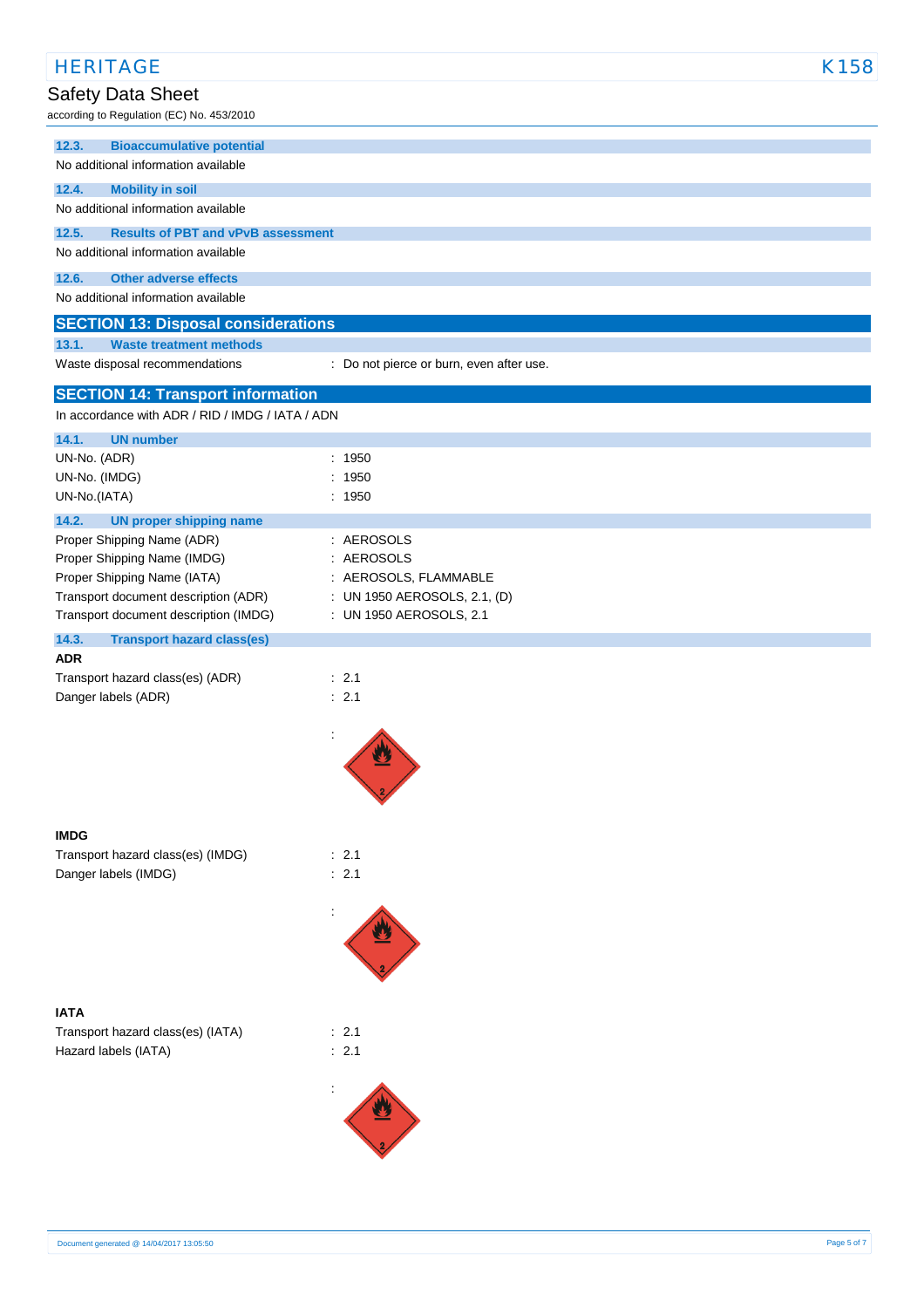### 12.3. Bioaccumulative potential

No additional information available

### 12.4. Mobility in soil

No additional information available

### 12.5. Results of PBT and vPvB assessment

No additional information available

### 12.6. Other adverse effects

No additional information available

## SECTION 13: Disposal considerations

### 13.1. Waste treatment methods

Waste disposal recommendations : Do not pierce or burn, even after use.

## SECTION 14: Transport information

In accordance with ADR / RID / IMDG / IATA / ADN

### 14.1. UN number

UN-No. (ADR) : 1950

UN-No. (IMDG) : 1950

UN-No.(IATA) : 1950

### 14.2. UN proper shipping name

Proper Shipping Name (ADR) : AEROSOLS

Proper Shipping Name (IMDG) : AEROSOLS

Proper Shipping Name (IATA) : AEROSOLS, FLAMMABLE

Transport document description (ADR) : UN 1950 AEROSOLS, 2.1, (D)

Transport document description (IMDG) : UN 1950 AEROSOLS, 2.1

### 14.3. Transport hazard class(es)

**ADR**

Transport hazard class(es) (ADR) : 2.1

Danger labels (ADR) : 2.1

:

**IMDG**

Transport hazard class(es) (IMDG) : 2.1

Danger labels (IMDG) : 2.1

:

**IATA**

Transport hazard class(es) (IATA) : 2.1

Hazard labels (IATA) : 2.1

: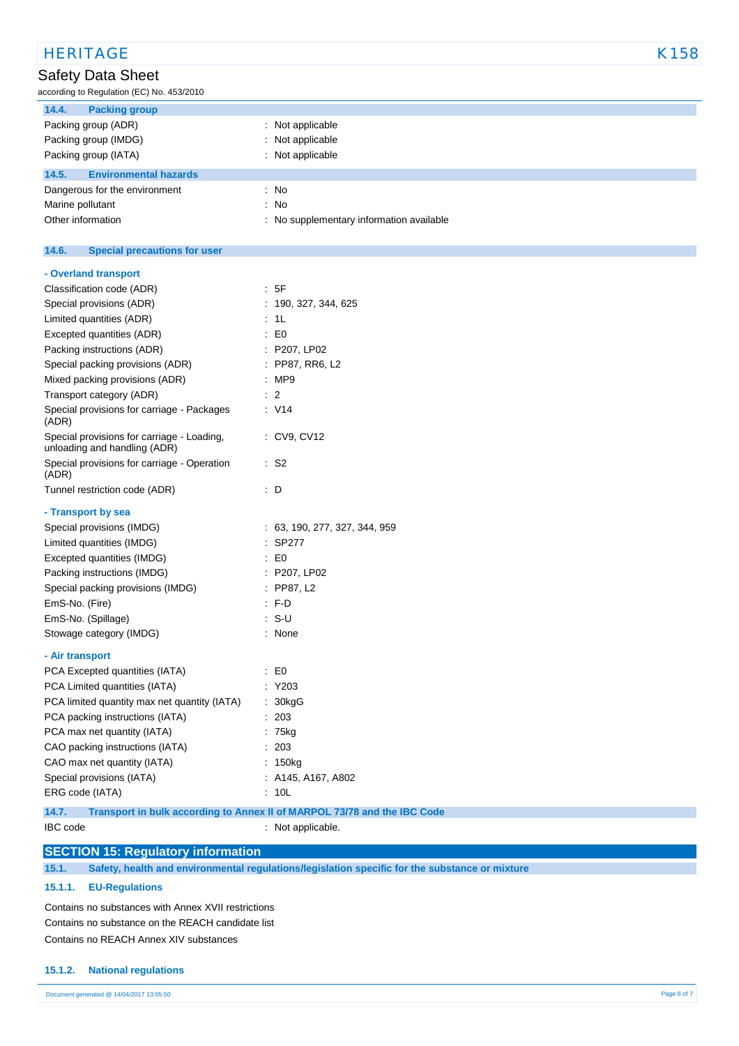### 14.4. Packing group

| | |
|---|---|
| Packing group (ADR) | : Not applicable |
| Packing group (IMDG) | : Not applicable |
| Packing group (IATA) | : Not applicable |

### 14.5. Environmental hazards

| | |
|---|---|
| Dangerous for the environment | : No |
| Marine pollutant | : No |
| Other information | : No supplementary information available |

### 14.6. Special precautions for user

**- Overland transport**

| | |
|---|---|
| Classification code (ADR) | : 5F |
| Special provisions (ADR) | : 190, 327, 344, 625 |
| Limited quantities (ADR) | : 1L |
| Excepted quantities (ADR) | : E0 |
| Packing instructions (ADR) | : P207, LP02 |
| Special packing provisions (ADR) | : PP87, RR6, L2 |
| Mixed packing provisions (ADR) | : MP9 |
| Transport category (ADR) | : 2 |
| Special provisions for carriage - Packages (ADR) | : V14 |
| Special provisions for carriage - Loading, unloading and handling (ADR) | : CV9, CV12 |
| Special provisions for carriage - Operation (ADR) | : S2 |
| Tunnel restriction code (ADR) | : D |

**- Transport by sea**

| | |
|---|---|
| Special provisions (IMDG) | : 63, 190, 277, 327, 344, 959 |
| Limited quantities (IMDG) | : SP277 |
| Excepted quantities (IMDG) | : E0 |
| Packing instructions (IMDG) | : P207, LP02 |
| Special packing provisions (IMDG) | : PP87, L2 |
| EmS-No. (Fire) | : F-D |
| EmS-No. (Spillage) | : S-U |
| Stowage category (IMDG) | : None |

**- Air transport**

| | |
|---|---|
| PCA Excepted quantities (IATA) | : E0 |
| PCA Limited quantities (IATA) | : Y203 |
| PCA limited quantity max net quantity (IATA) | : 30kgG |
| PCA packing instructions (IATA) | : 203 |
| PCA max net quantity (IATA) | : 75kg |
| CAO packing instructions (IATA) | : 203 |
| CAO max net quantity (IATA) | : 150kg |
| Special provisions (IATA) | : A145, A167, A802 |
| ERG code (IATA) | : 10L |

### 14.7. Transport in bulk according to Annex II of MARPOL 73/78 and the IBC Code

| | |
|---|---|
| IBC code | : Not applicable. |

## SECTION 15: Regulatory information

### 15.1. Safety, health and environmental regulations/legislation specific for the substance or mixture

#### 15.1.1. EU-Regulations

Contains no substances with Annex XVII restrictions

Contains no substance on the REACH candidate list

Contains no REACH Annex XIV substances

#### 15.1.2. National regulations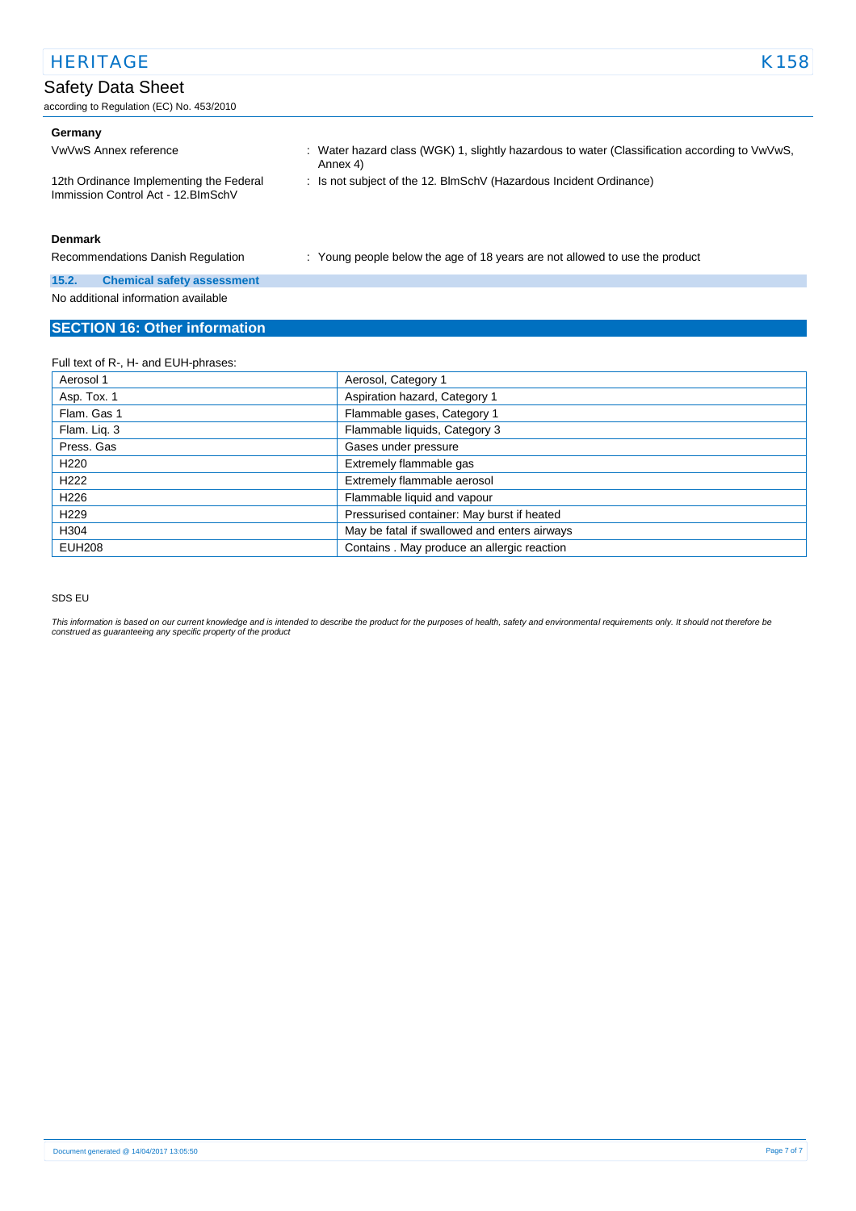**Germany**

VwVwS Annex reference : Water hazard class (WGK) 1, slightly hazardous to water (Classification according to VwVwS, Annex 4)

12th Ordinance Implementing the Federal Immission Control Act - 12.BImSchV : Is not subject of the 12. BlmSchV (Hazardous Incident Ordinance)

**Denmark**

Recommendations Danish Regulation : Young people below the age of 18 years are not allowed to use the product

### 15.2. Chemical safety assessment

No additional information available

## SECTION 16: Other information

Full text of R-, H- and EUH-phrases:

| | |
|---|---|
| Aerosol 1 | Aerosol, Category 1 |
| Asp. Tox. 1 | Aspiration hazard, Category 1 |
| Flam. Gas 1 | Flammable gases, Category 1 |
| Flam. Liq. 3 | Flammable liquids, Category 3 |
| Press. Gas | Gases under pressure |
| H220 | Extremely flammable gas |
| H222 | Extremely flammable aerosol |
| H226 | Flammable liquid and vapour |
| H229 | Pressurised container: May burst if heated |
| H304 | May be fatal if swallowed and enters airways |
| EUH208 | Contains . May produce an allergic reaction |

SDS EU

*This information is based on our current knowledge and is intended to describe the product for the purposes of health, safety and environmental requirements only. It should not therefore be construed as guaranteeing any specific property of the product*